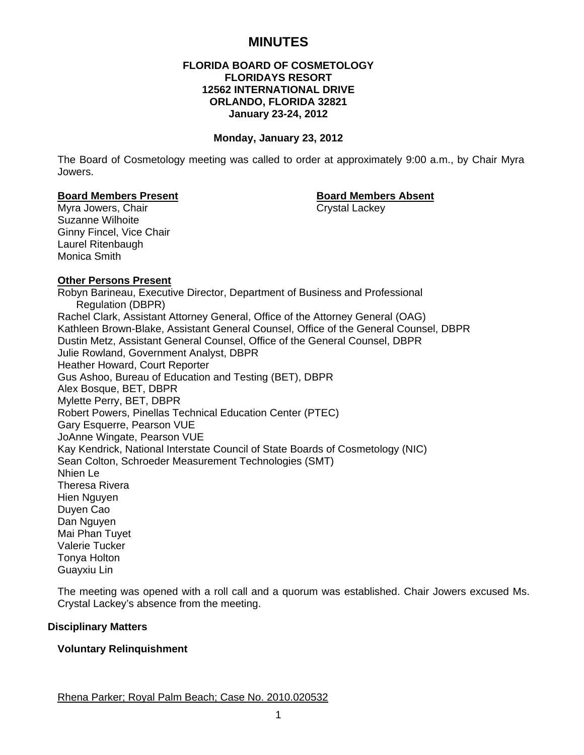# MINUTES

**FLORIDA BOARD OF COSMETOLOGY**
**FLORIDAYS RESORT**
**12562 INTERNATIONAL DRIVE**
**ORLANDO, FLORIDA 32821**
**January 23-24, 2012**

**Monday, January 23, 2012**

The Board of Cosmetology meeting was called to order at approximately 9:00 a.m., by Chair Myra Jowers.

**Board Members Present**

Myra Jowers, Chair
Suzanne Wilhoite
Ginny Fincel, Vice Chair
Laurel Ritenbaugh
Monica Smith

**Board Members Absent**

Crystal Lackey

**Other Persons Present**

Robyn Barineau, Executive Director, Department of Business and Professional Regulation (DBPR)
Rachel Clark, Assistant Attorney General, Office of the Attorney General (OAG)
Kathleen Brown-Blake, Assistant General Counsel, Office of the General Counsel, DBPR
Dustin Metz, Assistant General Counsel, Office of the General Counsel, DBPR
Julie Rowland, Government Analyst, DBPR
Heather Howard, Court Reporter
Gus Ashoo, Bureau of Education and Testing (BET), DBPR
Alex Bosque, BET, DBPR
Mylette Perry, BET, DBPR
Robert Powers, Pinellas Technical Education Center (PTEC)
Gary Esquerre, Pearson VUE
JoAnne Wingate, Pearson VUE
Kay Kendrick, National Interstate Council of State Boards of Cosmetology (NIC)
Sean Colton, Schroeder Measurement Technologies (SMT)
Nhien Le
Theresa Rivera
Hien Nguyen
Duyen Cao
Dan Nguyen
Mai Phan Tuyet
Valerie Tucker
Tonya Holton
Guayxiu Lin

The meeting was opened with a roll call and a quorum was established. Chair Jowers excused Ms. Crystal Lackey's absence from the meeting.

## Disciplinary Matters

### Voluntary Relinquishment

Rhena Parker; Royal Palm Beach; Case No. 2010.020532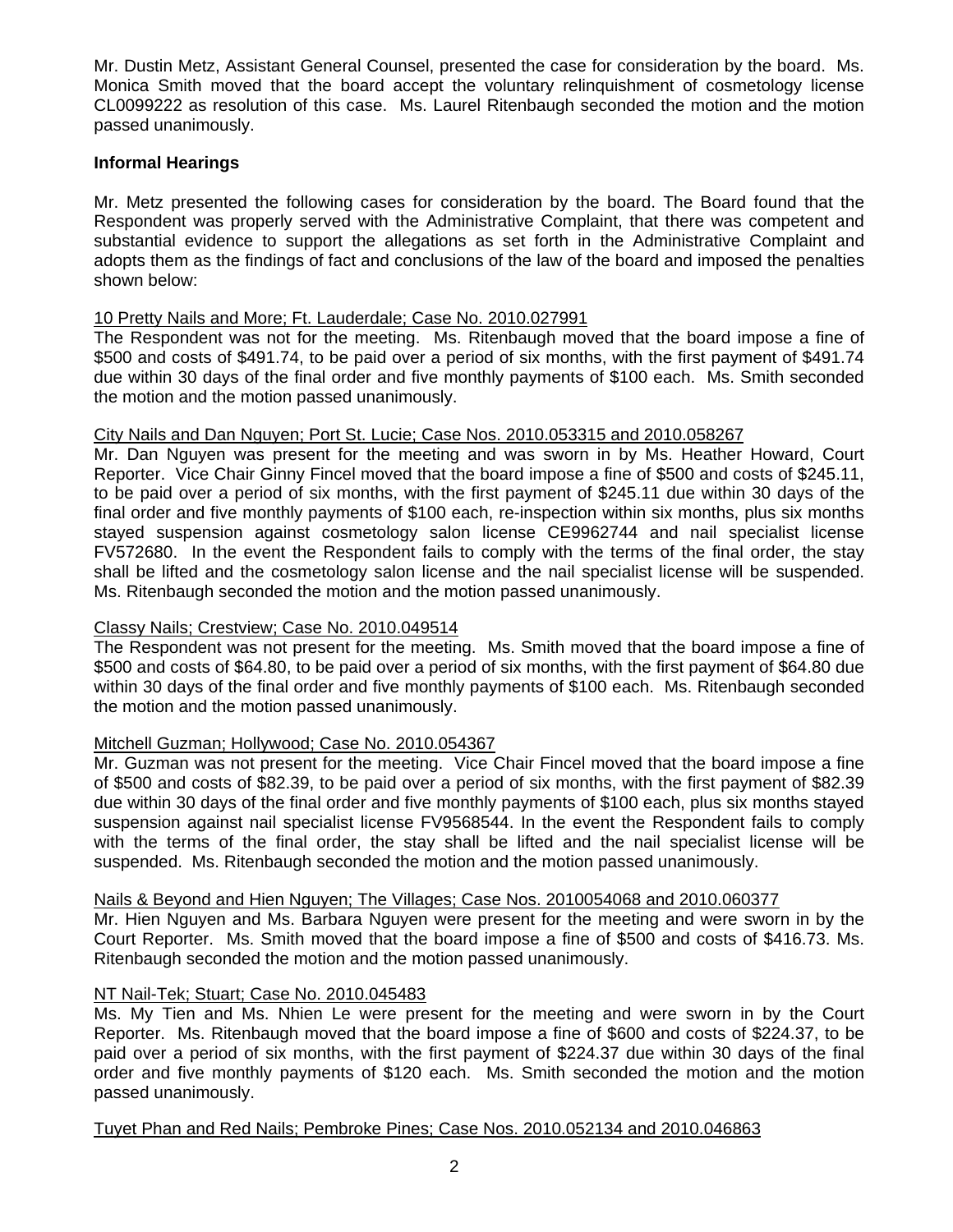Mr. Dustin Metz, Assistant General Counsel, presented the case for consideration by the board. Ms. Monica Smith moved that the board accept the voluntary relinquishment of cosmetology license CL0099222 as resolution of this case. Ms. Laurel Ritenbaugh seconded the motion and the motion passed unanimously.

**Informal Hearings**

Mr. Metz presented the following cases for consideration by the board. The Board found that the Respondent was properly served with the Administrative Complaint, that there was competent and substantial evidence to support the allegations as set forth in the Administrative Complaint and adopts them as the findings of fact and conclusions of the law of the board and imposed the penalties shown below:

<u>10 Pretty Nails and More; Ft. Lauderdale; Case No. 2010.027991</u>

The Respondent was not for the meeting. Ms. Ritenbaugh moved that the board impose a fine of $500 and costs of $491.74, to be paid over a period of six months, with the first payment of $491.74 due within 30 days of the final order and five monthly payments of $100 each. Ms. Smith seconded the motion and the motion passed unanimously.

<u>City Nails and Dan Nguyen; Port St. Lucie; Case Nos. 2010.053315 and 2010.058267</u>

Mr. Dan Nguyen was present for the meeting and was sworn in by Ms. Heather Howard, Court Reporter. Vice Chair Ginny Fincel moved that the board impose a fine of $500 and costs of $245.11, to be paid over a period of six months, with the first payment of $245.11 due within 30 days of the final order and five monthly payments of $100 each, re-inspection within six months, plus six months stayed suspension against cosmetology salon license CE9962744 and nail specialist license FV572680. In the event the Respondent fails to comply with the terms of the final order, the stay shall be lifted and the cosmetology salon license and the nail specialist license will be suspended. Ms. Ritenbaugh seconded the motion and the motion passed unanimously.

<u>Classy Nails; Crestview; Case No. 2010.049514</u>

The Respondent was not present for the meeting. Ms. Smith moved that the board impose a fine of $500 and costs of $64.80, to be paid over a period of six months, with the first payment of $64.80 due within 30 days of the final order and five monthly payments of $100 each. Ms. Ritenbaugh seconded the motion and the motion passed unanimously.

<u>Mitchell Guzman; Hollywood; Case No. 2010.054367</u>

Mr. Guzman was not present for the meeting. Vice Chair Fincel moved that the board impose a fine of $500 and costs of $82.39, to be paid over a period of six months, with the first payment of $82.39 due within 30 days of the final order and five monthly payments of $100 each, plus six months stayed suspension against nail specialist license FV9568544. In the event the Respondent fails to comply with the terms of the final order, the stay shall be lifted and the nail specialist license will be suspended. Ms. Ritenbaugh seconded the motion and the motion passed unanimously.

<u>Nails & Beyond and Hien Nguyen; The Villages; Case Nos. 2010054068 and 2010.060377</u>

Mr. Hien Nguyen and Ms. Barbara Nguyen were present for the meeting and were sworn in by the Court Reporter. Ms. Smith moved that the board impose a fine of $500 and costs of $416.73. Ms. Ritenbaugh seconded the motion and the motion passed unanimously.

<u>NT Nail-Tek; Stuart; Case No. 2010.045483</u>

Ms. My Tien and Ms. Nhien Le were present for the meeting and were sworn in by the Court Reporter. Ms. Ritenbaugh moved that the board impose a fine of $600 and costs of $224.37, to be paid over a period of six months, with the first payment of $224.37 due within 30 days of the final order and five monthly payments of $120 each. Ms. Smith seconded the motion and the motion passed unanimously.

<u>Tuyet Phan and Red Nails; Pembroke Pines; Case Nos. 2010.052134 and 2010.046863</u>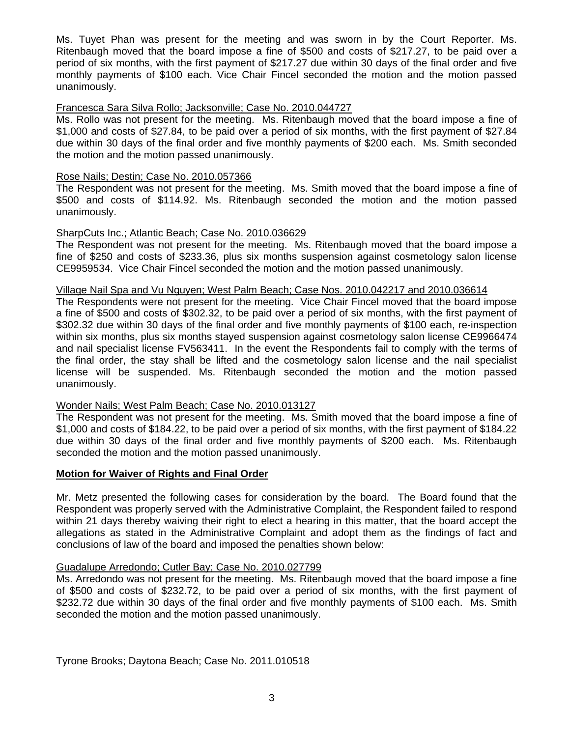Ms. Tuyet Phan was present for the meeting and was sworn in by the Court Reporter. Ms. Ritenbaugh moved that the board impose a fine of $500 and costs of $217.27, to be paid over a period of six months, with the first payment of $217.27 due within 30 days of the final order and five monthly payments of $100 each. Vice Chair Fincel seconded the motion and the motion passed unanimously.

Francesca Sara Silva Rollo; Jacksonville; Case No. 2010.044727

Ms. Rollo was not present for the meeting. Ms. Ritenbaugh moved that the board impose a fine of $1,000 and costs of $27.84, to be paid over a period of six months, with the first payment of $27.84 due within 30 days of the final order and five monthly payments of $200 each. Ms. Smith seconded the motion and the motion passed unanimously.

Rose Nails; Destin; Case No. 2010.057366

The Respondent was not present for the meeting. Ms. Smith moved that the board impose a fine of $500 and costs of $114.92. Ms. Ritenbaugh seconded the motion and the motion passed unanimously.

SharpCuts Inc.; Atlantic Beach; Case No. 2010.036629

The Respondent was not present for the meeting. Ms. Ritenbaugh moved that the board impose a fine of $250 and costs of $233.36, plus six months suspension against cosmetology salon license CE9959534. Vice Chair Fincel seconded the motion and the motion passed unanimously.

Village Nail Spa and Vu Nguyen; West Palm Beach; Case Nos. 2010.042217 and 2010.036614

The Respondents were not present for the meeting. Vice Chair Fincel moved that the board impose a fine of $500 and costs of $302.32, to be paid over a period of six months, with the first payment of $302.32 due within 30 days of the final order and five monthly payments of $100 each, re-inspection within six months, plus six months stayed suspension against cosmetology salon license CE9966474 and nail specialist license FV563411. In the event the Respondents fail to comply with the terms of the final order, the stay shall be lifted and the cosmetology salon license and the nail specialist license will be suspended. Ms. Ritenbaugh seconded the motion and the motion passed unanimously.

Wonder Nails; West Palm Beach; Case No. 2010.013127

The Respondent was not present for the meeting. Ms. Smith moved that the board impose a fine of $1,000 and costs of $184.22, to be paid over a period of six months, with the first payment of $184.22 due within 30 days of the final order and five monthly payments of $200 each. Ms. Ritenbaugh seconded the motion and the motion passed unanimously.

**Motion for Waiver of Rights and Final Order**

Mr. Metz presented the following cases for consideration by the board. The Board found that the Respondent was properly served with the Administrative Complaint, the Respondent failed to respond within 21 days thereby waiving their right to elect a hearing in this matter, that the board accept the allegations as stated in the Administrative Complaint and adopt them as the findings of fact and conclusions of law of the board and imposed the penalties shown below:

Guadalupe Arredondo; Cutler Bay; Case No. 2010.027799

Ms. Arredondo was not present for the meeting. Ms. Ritenbaugh moved that the board impose a fine of $500 and costs of $232.72, to be paid over a period of six months, with the first payment of $232.72 due within 30 days of the final order and five monthly payments of $100 each. Ms. Smith seconded the motion and the motion passed unanimously.

Tyrone Brooks; Daytona Beach; Case No. 2011.010518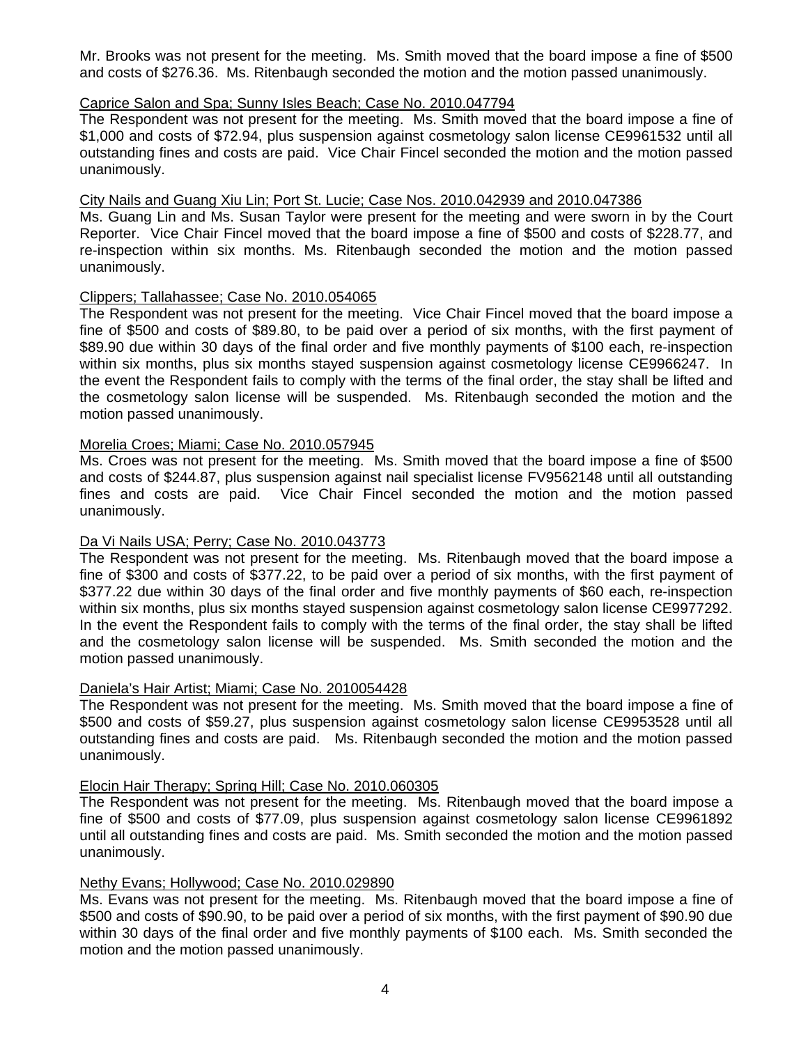Mr. Brooks was not present for the meeting. Ms. Smith moved that the board impose a fine of $500 and costs of $276.36. Ms. Ritenbaugh seconded the motion and the motion passed unanimously.

Caprice Salon and Spa; Sunny Isles Beach; Case No. 2010.047794

The Respondent was not present for the meeting. Ms. Smith moved that the board impose a fine of $1,000 and costs of $72.94, plus suspension against cosmetology salon license CE9961532 until all outstanding fines and costs are paid. Vice Chair Fincel seconded the motion and the motion passed unanimously.

City Nails and Guang Xiu Lin; Port St. Lucie; Case Nos. 2010.042939 and 2010.047386

Ms. Guang Lin and Ms. Susan Taylor were present for the meeting and were sworn in by the Court Reporter. Vice Chair Fincel moved that the board impose a fine of $500 and costs of $228.77, and re-inspection within six months. Ms. Ritenbaugh seconded the motion and the motion passed unanimously.

Clippers; Tallahassee; Case No. 2010.054065

The Respondent was not present for the meeting. Vice Chair Fincel moved that the board impose a fine of $500 and costs of $89.80, to be paid over a period of six months, with the first payment of $89.90 due within 30 days of the final order and five monthly payments of $100 each, re-inspection within six months, plus six months stayed suspension against cosmetology license CE9966247. In the event the Respondent fails to comply with the terms of the final order, the stay shall be lifted and the cosmetology salon license will be suspended. Ms. Ritenbaugh seconded the motion and the motion passed unanimously.

Morelia Croes; Miami; Case No. 2010.057945

Ms. Croes was not present for the meeting. Ms. Smith moved that the board impose a fine of $500 and costs of $244.87, plus suspension against nail specialist license FV9562148 until all outstanding fines and costs are paid. Vice Chair Fincel seconded the motion and the motion passed unanimously.

Da Vi Nails USA; Perry; Case No. 2010.043773

The Respondent was not present for the meeting. Ms. Ritenbaugh moved that the board impose a fine of $300 and costs of $377.22, to be paid over a period of six months, with the first payment of $377.22 due within 30 days of the final order and five monthly payments of $60 each, re-inspection within six months, plus six months stayed suspension against cosmetology salon license CE9977292. In the event the Respondent fails to comply with the terms of the final order, the stay shall be lifted and the cosmetology salon license will be suspended. Ms. Smith seconded the motion and the motion passed unanimously.

Daniela's Hair Artist; Miami; Case No. 2010054428

The Respondent was not present for the meeting. Ms. Smith moved that the board impose a fine of $500 and costs of $59.27, plus suspension against cosmetology salon license CE9953528 until all outstanding fines and costs are paid. Ms. Ritenbaugh seconded the motion and the motion passed unanimously.

Elocin Hair Therapy; Spring Hill; Case No. 2010.060305

The Respondent was not present for the meeting. Ms. Ritenbaugh moved that the board impose a fine of $500 and costs of $77.09, plus suspension against cosmetology salon license CE9961892 until all outstanding fines and costs are paid. Ms. Smith seconded the motion and the motion passed unanimously.

Nethy Evans; Hollywood; Case No. 2010.029890

Ms. Evans was not present for the meeting. Ms. Ritenbaugh moved that the board impose a fine of $500 and costs of $90.90, to be paid over a period of six months, with the first payment of $90.90 due within 30 days of the final order and five monthly payments of $100 each. Ms. Smith seconded the motion and the motion passed unanimously.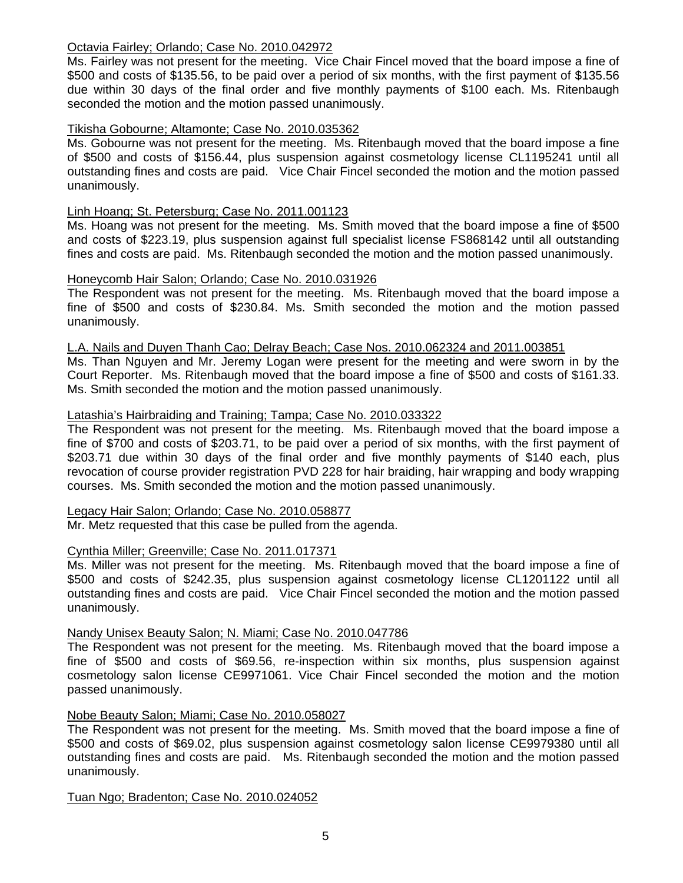Octavia Fairley; Orlando; Case No. 2010.042972

Ms. Fairley was not present for the meeting. Vice Chair Fincel moved that the board impose a fine of $500 and costs of $135.56, to be paid over a period of six months, with the first payment of $135.56 due within 30 days of the final order and five monthly payments of $100 each. Ms. Ritenbaugh seconded the motion and the motion passed unanimously.

Tikisha Gobourne; Altamonte; Case No. 2010.035362

Ms. Gobourne was not present for the meeting. Ms. Ritenbaugh moved that the board impose a fine of $500 and costs of $156.44, plus suspension against cosmetology license CL1195241 until all outstanding fines and costs are paid. Vice Chair Fincel seconded the motion and the motion passed unanimously.

Linh Hoang; St. Petersburg; Case No. 2011.001123

Ms. Hoang was not present for the meeting. Ms. Smith moved that the board impose a fine of $500 and costs of $223.19, plus suspension against full specialist license FS868142 until all outstanding fines and costs are paid. Ms. Ritenbaugh seconded the motion and the motion passed unanimously.

Honeycomb Hair Salon; Orlando; Case No. 2010.031926

The Respondent was not present for the meeting. Ms. Ritenbaugh moved that the board impose a fine of $500 and costs of $230.84. Ms. Smith seconded the motion and the motion passed unanimously.

L.A. Nails and Duyen Thanh Cao; Delray Beach; Case Nos. 2010.062324 and 2011.003851

Ms. Than Nguyen and Mr. Jeremy Logan were present for the meeting and were sworn in by the Court Reporter. Ms. Ritenbaugh moved that the board impose a fine of $500 and costs of $161.33. Ms. Smith seconded the motion and the motion passed unanimously.

Latashia's Hairbraiding and Training; Tampa; Case No. 2010.033322

The Respondent was not present for the meeting. Ms. Ritenbaugh moved that the board impose a fine of $700 and costs of $203.71, to be paid over a period of six months, with the first payment of $203.71 due within 30 days of the final order and five monthly payments of $140 each, plus revocation of course provider registration PVD 228 for hair braiding, hair wrapping and body wrapping courses. Ms. Smith seconded the motion and the motion passed unanimously.

Legacy Hair Salon; Orlando; Case No. 2010.058877

Mr. Metz requested that this case be pulled from the agenda.

Cynthia Miller; Greenville; Case No. 2011.017371

Ms. Miller was not present for the meeting. Ms. Ritenbaugh moved that the board impose a fine of $500 and costs of $242.35, plus suspension against cosmetology license CL1201122 until all outstanding fines and costs are paid. Vice Chair Fincel seconded the motion and the motion passed unanimously.

Nandy Unisex Beauty Salon; N. Miami; Case No. 2010.047786

The Respondent was not present for the meeting. Ms. Ritenbaugh moved that the board impose a fine of $500 and costs of $69.56, re-inspection within six months, plus suspension against cosmetology salon license CE9971061. Vice Chair Fincel seconded the motion and the motion passed unanimously.

Nobe Beauty Salon; Miami; Case No. 2010.058027

The Respondent was not present for the meeting. Ms. Smith moved that the board impose a fine of $500 and costs of $69.02, plus suspension against cosmetology salon license CE9979380 until all outstanding fines and costs are paid. Ms. Ritenbaugh seconded the motion and the motion passed unanimously.

Tuan Ngo; Bradenton; Case No. 2010.024052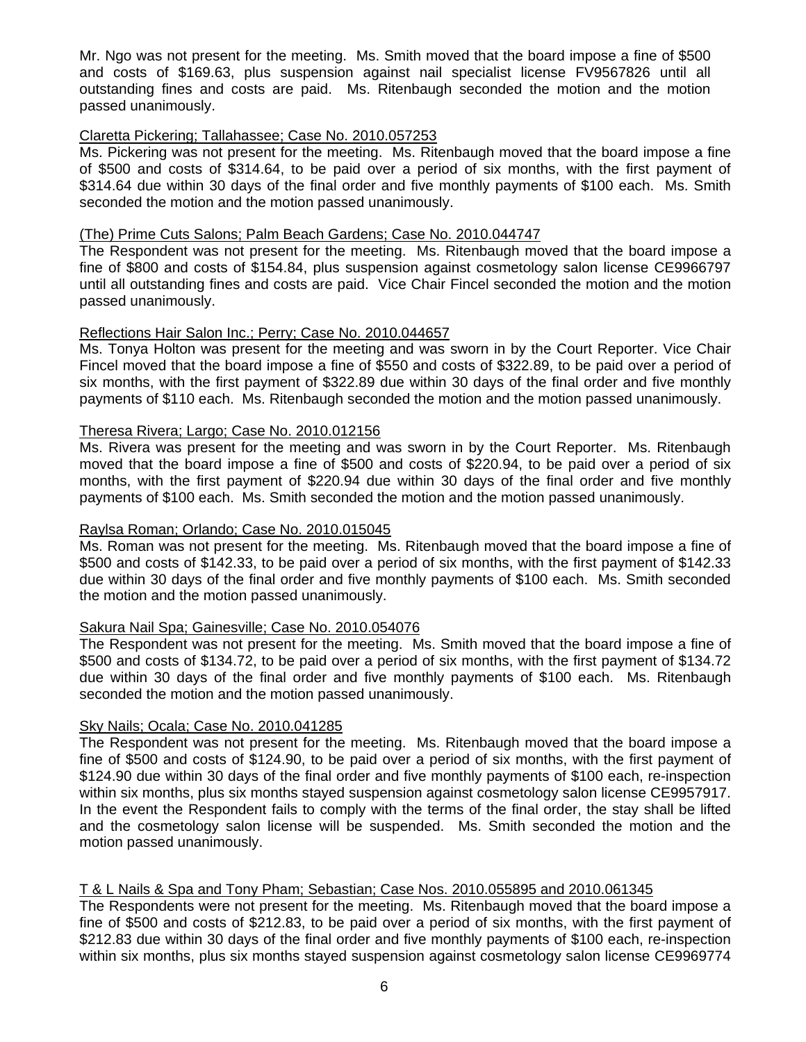Mr. Ngo was not present for the meeting. Ms. Smith moved that the board impose a fine of $500 and costs of $169.63, plus suspension against nail specialist license FV9567826 until all outstanding fines and costs are paid. Ms. Ritenbaugh seconded the motion and the motion passed unanimously.

Claretta Pickering; Tallahassee; Case No. 2010.057253

Ms. Pickering was not present for the meeting. Ms. Ritenbaugh moved that the board impose a fine of $500 and costs of $314.64, to be paid over a period of six months, with the first payment of $314.64 due within 30 days of the final order and five monthly payments of $100 each. Ms. Smith seconded the motion and the motion passed unanimously.

(The) Prime Cuts Salons; Palm Beach Gardens; Case No. 2010.044747

The Respondent was not present for the meeting. Ms. Ritenbaugh moved that the board impose a fine of $800 and costs of $154.84, plus suspension against cosmetology salon license CE9966797 until all outstanding fines and costs are paid. Vice Chair Fincel seconded the motion and the motion passed unanimously.

Reflections Hair Salon Inc.; Perry; Case No. 2010.044657

Ms. Tonya Holton was present for the meeting and was sworn in by the Court Reporter. Vice Chair Fincel moved that the board impose a fine of $550 and costs of $322.89, to be paid over a period of six months, with the first payment of $322.89 due within 30 days of the final order and five monthly payments of $110 each. Ms. Ritenbaugh seconded the motion and the motion passed unanimously.

Theresa Rivera; Largo; Case No. 2010.012156

Ms. Rivera was present for the meeting and was sworn in by the Court Reporter. Ms. Ritenbaugh moved that the board impose a fine of $500 and costs of $220.94, to be paid over a period of six months, with the first payment of $220.94 due within 30 days of the final order and five monthly payments of $100 each. Ms. Smith seconded the motion and the motion passed unanimously.

Raylsa Roman; Orlando; Case No. 2010.015045

Ms. Roman was not present for the meeting. Ms. Ritenbaugh moved that the board impose a fine of $500 and costs of $142.33, to be paid over a period of six months, with the first payment of $142.33 due within 30 days of the final order and five monthly payments of $100 each. Ms. Smith seconded the motion and the motion passed unanimously.

Sakura Nail Spa; Gainesville; Case No. 2010.054076

The Respondent was not present for the meeting. Ms. Smith moved that the board impose a fine of $500 and costs of $134.72, to be paid over a period of six months, with the first payment of $134.72 due within 30 days of the final order and five monthly payments of $100 each. Ms. Ritenbaugh seconded the motion and the motion passed unanimously.

Sky Nails; Ocala; Case No. 2010.041285

The Respondent was not present for the meeting. Ms. Ritenbaugh moved that the board impose a fine of $500 and costs of $124.90, to be paid over a period of six months, with the first payment of $124.90 due within 30 days of the final order and five monthly payments of $100 each, re-inspection within six months, plus six months stayed suspension against cosmetology salon license CE9957917. In the event the Respondent fails to comply with the terms of the final order, the stay shall be lifted and the cosmetology salon license will be suspended. Ms. Smith seconded the motion and the motion passed unanimously.

T & L Nails & Spa and Tony Pham; Sebastian; Case Nos. 2010.055895 and 2010.061345

The Respondents were not present for the meeting. Ms. Ritenbaugh moved that the board impose a fine of $500 and costs of $212.83, to be paid over a period of six months, with the first payment of $212.83 due within 30 days of the final order and five monthly payments of $100 each, re-inspection within six months, plus six months stayed suspension against cosmetology salon license CE9969774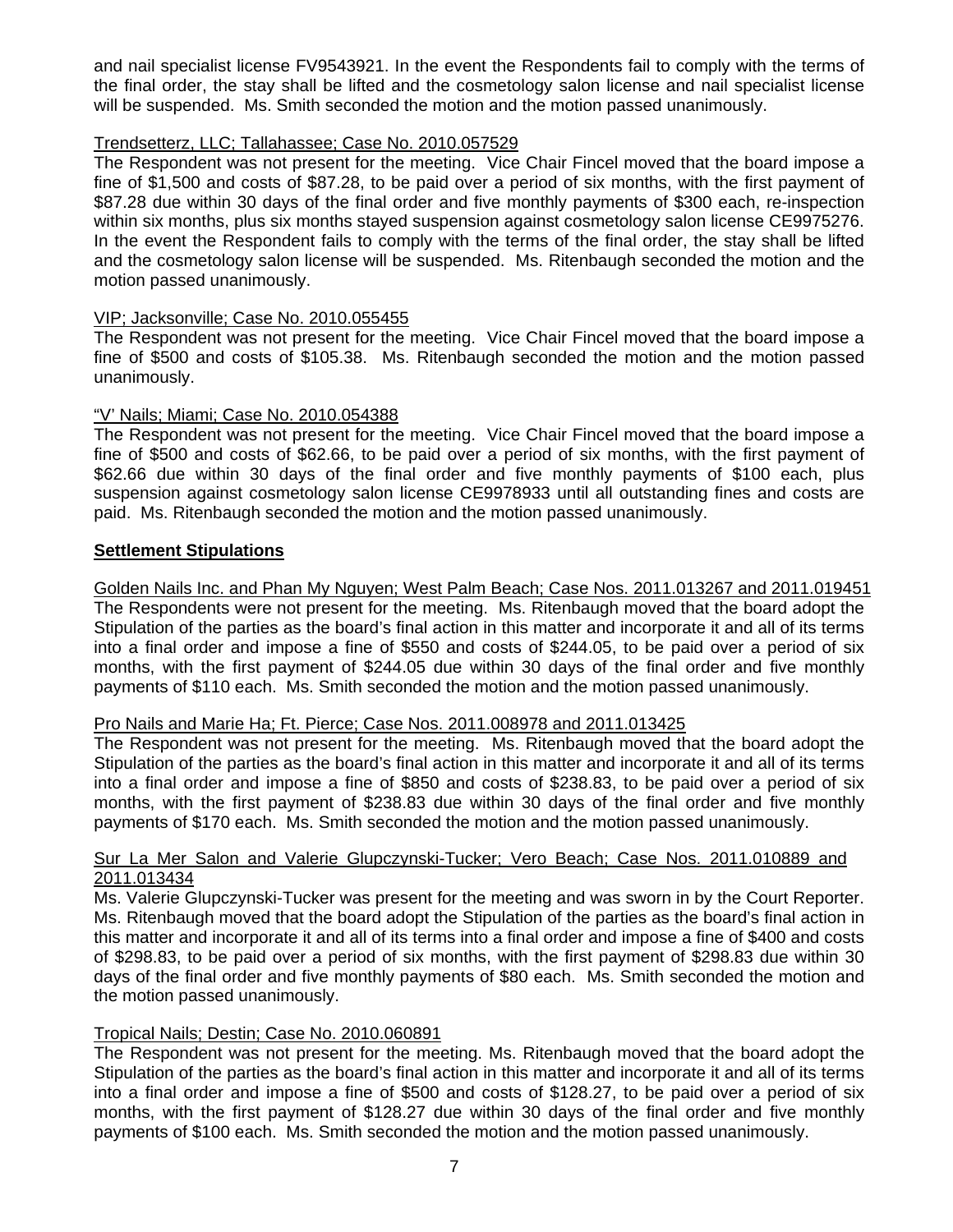and nail specialist license FV9543921. In the event the Respondents fail to comply with the terms of the final order, the stay shall be lifted and the cosmetology salon license and nail specialist license will be suspended. Ms. Smith seconded the motion and the motion passed unanimously.

Trendsetterz, LLC; Tallahassee; Case No. 2010.057529

The Respondent was not present for the meeting. Vice Chair Fincel moved that the board impose a fine of $1,500 and costs of $87.28, to be paid over a period of six months, with the first payment of $87.28 due within 30 days of the final order and five monthly payments of $300 each, re-inspection within six months, plus six months stayed suspension against cosmetology salon license CE9975276. In the event the Respondent fails to comply with the terms of the final order, the stay shall be lifted and the cosmetology salon license will be suspended. Ms. Ritenbaugh seconded the motion and the motion passed unanimously.

VIP; Jacksonville; Case No. 2010.055455

The Respondent was not present for the meeting. Vice Chair Fincel moved that the board impose a fine of $500 and costs of $105.38. Ms. Ritenbaugh seconded the motion and the motion passed unanimously.

"V' Nails; Miami; Case No. 2010.054388

The Respondent was not present for the meeting. Vice Chair Fincel moved that the board impose a fine of $500 and costs of $62.66, to be paid over a period of six months, with the first payment of $62.66 due within 30 days of the final order and five monthly payments of $100 each, plus suspension against cosmetology salon license CE9978933 until all outstanding fines and costs are paid. Ms. Ritenbaugh seconded the motion and the motion passed unanimously.

**Settlement Stipulations**

Golden Nails Inc. and Phan My Nguyen; West Palm Beach; Case Nos. 2011.013267 and 2011.019451

The Respondents were not present for the meeting. Ms. Ritenbaugh moved that the board adopt the Stipulation of the parties as the board's final action in this matter and incorporate it and all of its terms into a final order and impose a fine of $550 and costs of $244.05, to be paid over a period of six months, with the first payment of $244.05 due within 30 days of the final order and five monthly payments of $110 each. Ms. Smith seconded the motion and the motion passed unanimously.

Pro Nails and Marie Ha; Ft. Pierce; Case Nos. 2011.008978 and 2011.013425

The Respondent was not present for the meeting. Ms. Ritenbaugh moved that the board adopt the Stipulation of the parties as the board's final action in this matter and incorporate it and all of its terms into a final order and impose a fine of $850 and costs of $238.83, to be paid over a period of six months, with the first payment of $238.83 due within 30 days of the final order and five monthly payments of $170 each. Ms. Smith seconded the motion and the motion passed unanimously.

Sur La Mer Salon and Valerie Glupczynski-Tucker; Vero Beach; Case Nos. 2011.010889 and 2011.013434

Ms. Valerie Glupczynski-Tucker was present for the meeting and was sworn in by the Court Reporter. Ms. Ritenbaugh moved that the board adopt the Stipulation of the parties as the board's final action in this matter and incorporate it and all of its terms into a final order and impose a fine of $400 and costs of $298.83, to be paid over a period of six months, with the first payment of $298.83 due within 30 days of the final order and five monthly payments of $80 each. Ms. Smith seconded the motion and the motion passed unanimously.

Tropical Nails; Destin; Case No. 2010.060891

The Respondent was not present for the meeting. Ms. Ritenbaugh moved that the board adopt the Stipulation of the parties as the board's final action in this matter and incorporate it and all of its terms into a final order and impose a fine of $500 and costs of $128.27, to be paid over a period of six months, with the first payment of $128.27 due within 30 days of the final order and five monthly payments of $100 each. Ms. Smith seconded the motion and the motion passed unanimously.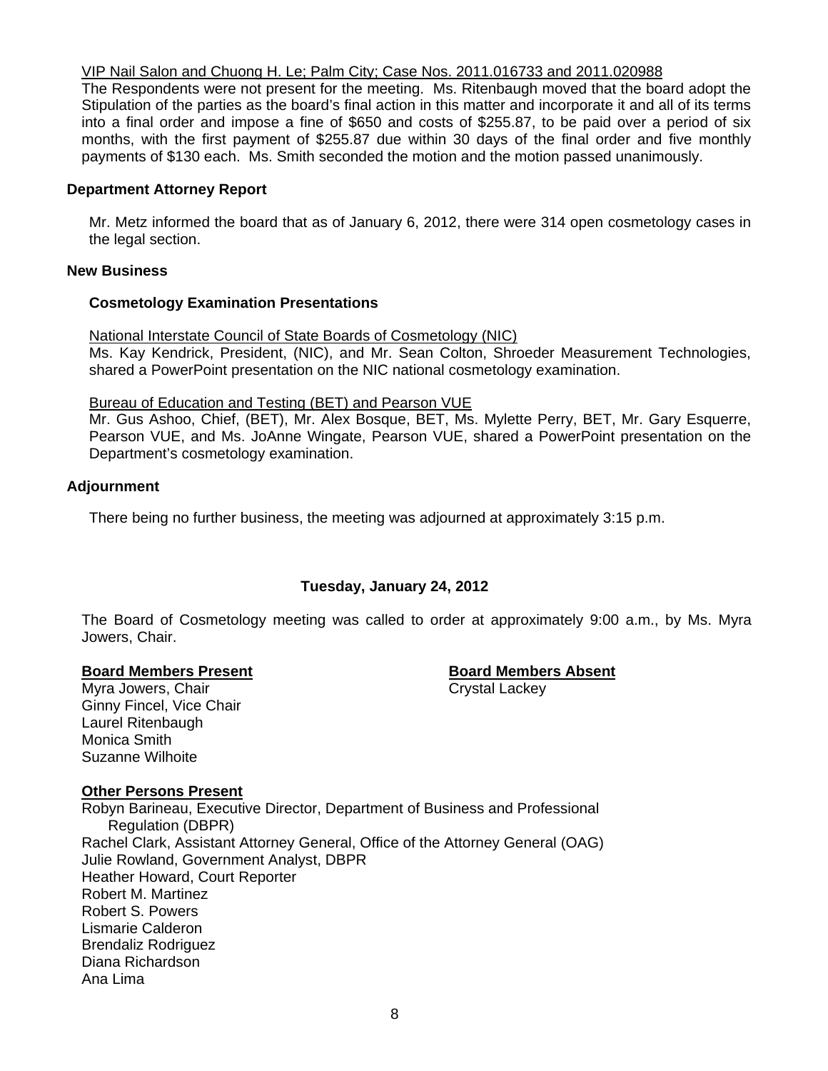VIP Nail Salon and Chuong H. Le; Palm City; Case Nos. 2011.016733 and 2011.020988

The Respondents were not present for the meeting. Ms. Ritenbaugh moved that the board adopt the Stipulation of the parties as the board's final action in this matter and incorporate it and all of its terms into a final order and impose a fine of $650 and costs of $255.87, to be paid over a period of six months, with the first payment of $255.87 due within 30 days of the final order and five monthly payments of $130 each. Ms. Smith seconded the motion and the motion passed unanimously.

## Department Attorney Report

Mr. Metz informed the board that as of January 6, 2012, there were 314 open cosmetology cases in the legal section.

## New Business

### Cosmetology Examination Presentations

National Interstate Council of State Boards of Cosmetology (NIC)

Ms. Kay Kendrick, President, (NIC), and Mr. Sean Colton, Shroeder Measurement Technologies, shared a PowerPoint presentation on the NIC national cosmetology examination.

Bureau of Education and Testing (BET) and Pearson VUE

Mr. Gus Ashoo, Chief, (BET), Mr. Alex Bosque, BET, Ms. Mylette Perry, BET, Mr. Gary Esquerre, Pearson VUE, and Ms. JoAnne Wingate, Pearson VUE, shared a PowerPoint presentation on the Department's cosmetology examination.

## Adjournment

There being no further business, the meeting was adjourned at approximately 3:15 p.m.

## Tuesday, January 24, 2012

The Board of Cosmetology meeting was called to order at approximately 9:00 a.m., by Ms. Myra Jowers, Chair.

**Board Members Present**

Myra Jowers, Chair
Ginny Fincel, Vice Chair
Laurel Ritenbaugh
Monica Smith
Suzanne Wilhoite

**Board Members Absent**

Crystal Lackey

**Other Persons Present**

Robyn Barineau, Executive Director, Department of Business and Professional Regulation (DBPR)
Rachel Clark, Assistant Attorney General, Office of the Attorney General (OAG)
Julie Rowland, Government Analyst, DBPR
Heather Howard, Court Reporter
Robert M. Martinez
Robert S. Powers
Lismarie Calderon
Brendaliz Rodriguez
Diana Richardson
Ana Lima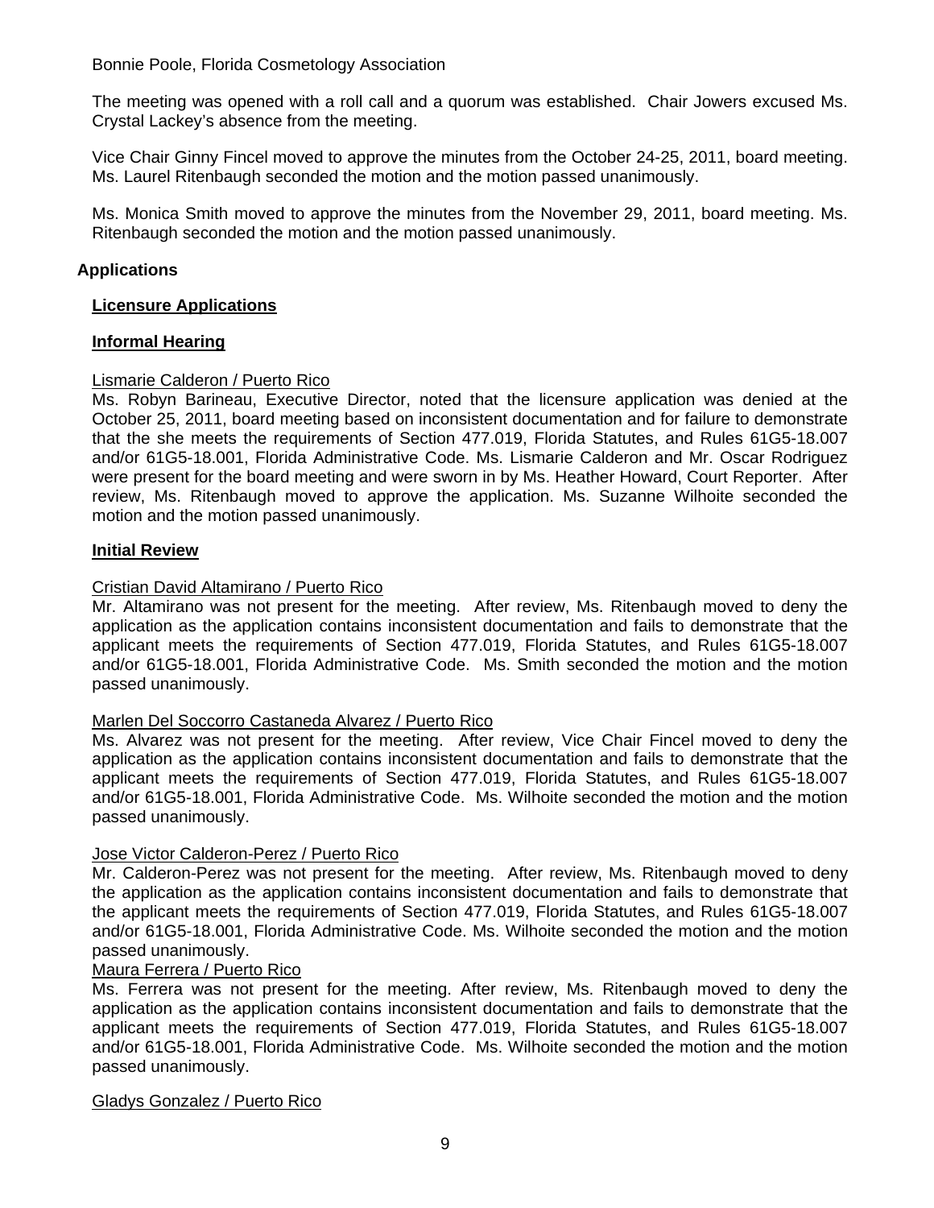Bonnie Poole, Florida Cosmetology Association

The meeting was opened with a roll call and a quorum was established. Chair Jowers excused Ms. Crystal Lackey's absence from the meeting.

Vice Chair Ginny Fincel moved to approve the minutes from the October 24-25, 2011, board meeting. Ms. Laurel Ritenbaugh seconded the motion and the motion passed unanimously.

Ms. Monica Smith moved to approve the minutes from the November 29, 2011, board meeting. Ms. Ritenbaugh seconded the motion and the motion passed unanimously.

## Applications

### Licensure Applications

### Informal Hearing

Lismarie Calderon / Puerto Rico

Ms. Robyn Barineau, Executive Director, noted that the licensure application was denied at the October 25, 2011, board meeting based on inconsistent documentation and for failure to demonstrate that the she meets the requirements of Section 477.019, Florida Statutes, and Rules 61G5-18.007 and/or 61G5-18.001, Florida Administrative Code. Ms. Lismarie Calderon and Mr. Oscar Rodriguez were present for the board meeting and were sworn in by Ms. Heather Howard, Court Reporter. After review, Ms. Ritenbaugh moved to approve the application. Ms. Suzanne Wilhoite seconded the motion and the motion passed unanimously.

### Initial Review

Cristian David Altamirano / Puerto Rico

Mr. Altamirano was not present for the meeting. After review, Ms. Ritenbaugh moved to deny the application as the application contains inconsistent documentation and fails to demonstrate that the applicant meets the requirements of Section 477.019, Florida Statutes, and Rules 61G5-18.007 and/or 61G5-18.001, Florida Administrative Code. Ms. Smith seconded the motion and the motion passed unanimously.

Marlen Del Soccorro Castaneda Alvarez / Puerto Rico

Ms. Alvarez was not present for the meeting. After review, Vice Chair Fincel moved to deny the application as the application contains inconsistent documentation and fails to demonstrate that the applicant meets the requirements of Section 477.019, Florida Statutes, and Rules 61G5-18.007 and/or 61G5-18.001, Florida Administrative Code. Ms. Wilhoite seconded the motion and the motion passed unanimously.

Jose Victor Calderon-Perez / Puerto Rico

Mr. Calderon-Perez was not present for the meeting. After review, Ms. Ritenbaugh moved to deny the application as the application contains inconsistent documentation and fails to demonstrate that the applicant meets the requirements of Section 477.019, Florida Statutes, and Rules 61G5-18.007 and/or 61G5-18.001, Florida Administrative Code. Ms. Wilhoite seconded the motion and the motion passed unanimously.

Maura Ferrera / Puerto Rico

Ms. Ferrera was not present for the meeting. After review, Ms. Ritenbaugh moved to deny the application as the application contains inconsistent documentation and fails to demonstrate that the applicant meets the requirements of Section 477.019, Florida Statutes, and Rules 61G5-18.007 and/or 61G5-18.001, Florida Administrative Code. Ms. Wilhoite seconded the motion and the motion passed unanimously.

Gladys Gonzalez / Puerto Rico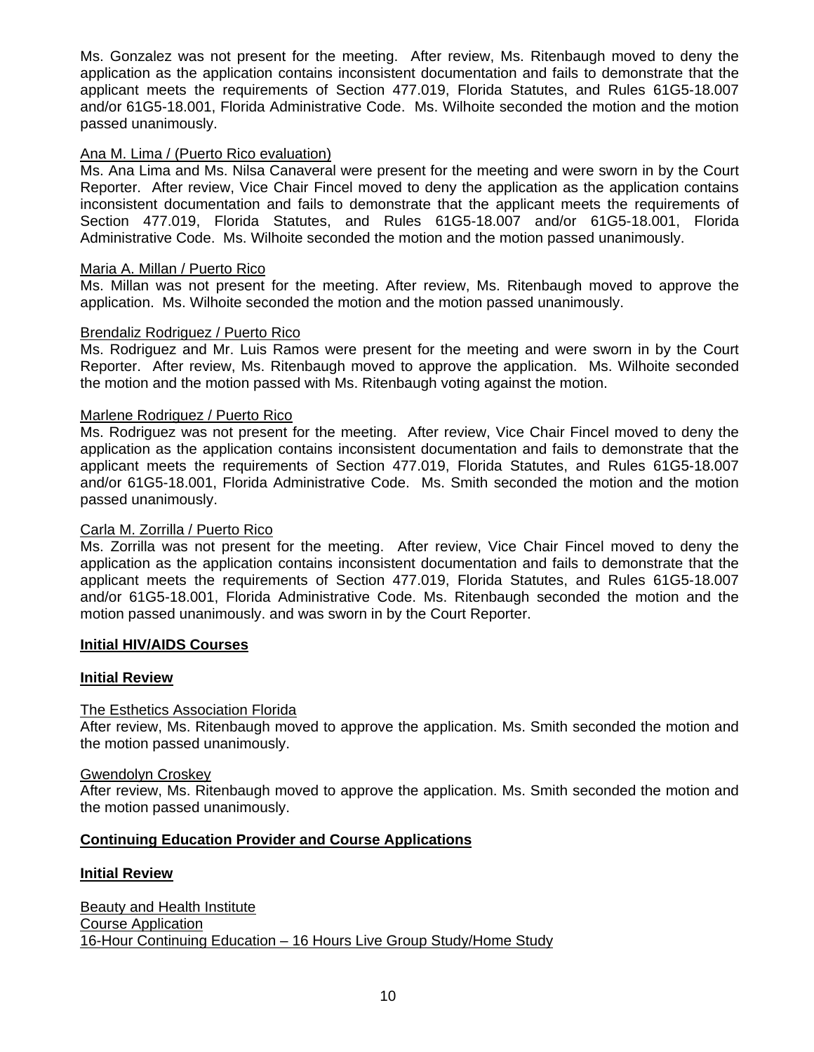Ms. Gonzalez was not present for the meeting. After review, Ms. Ritenbaugh moved to deny the application as the application contains inconsistent documentation and fails to demonstrate that the applicant meets the requirements of Section 477.019, Florida Statutes, and Rules 61G5-18.007 and/or 61G5-18.001, Florida Administrative Code. Ms. Wilhoite seconded the motion and the motion passed unanimously.

<u>Ana M. Lima / (Puerto Rico evaluation)</u>
Ms. Ana Lima and Ms. Nilsa Canaveral were present for the meeting and were sworn in by the Court Reporter. After review, Vice Chair Fincel moved to deny the application as the application contains inconsistent documentation and fails to demonstrate that the applicant meets the requirements of Section 477.019, Florida Statutes, and Rules 61G5-18.007 and/or 61G5-18.001, Florida Administrative Code. Ms. Wilhoite seconded the motion and the motion passed unanimously.

<u>Maria A. Millan / Puerto Rico</u>
Ms. Millan was not present for the meeting. After review, Ms. Ritenbaugh moved to approve the application. Ms. Wilhoite seconded the motion and the motion passed unanimously.

<u>Brendaliz Rodriguez / Puerto Rico</u>
Ms. Rodriguez and Mr. Luis Ramos were present for the meeting and were sworn in by the Court Reporter. After review, Ms. Ritenbaugh moved to approve the application. Ms. Wilhoite seconded the motion and the motion passed with Ms. Ritenbaugh voting against the motion.

<u>Marlene Rodriguez / Puerto Rico</u>
Ms. Rodriguez was not present for the meeting. After review, Vice Chair Fincel moved to deny the application as the application contains inconsistent documentation and fails to demonstrate that the applicant meets the requirements of Section 477.019, Florida Statutes, and Rules 61G5-18.007 and/or 61G5-18.001, Florida Administrative Code. Ms. Smith seconded the motion and the motion passed unanimously.

<u>Carla M. Zorrilla / Puerto Rico</u>
Ms. Zorrilla was not present for the meeting. After review, Vice Chair Fincel moved to deny the application as the application contains inconsistent documentation and fails to demonstrate that the applicant meets the requirements of Section 477.019, Florida Statutes, and Rules 61G5-18.007 and/or 61G5-18.001, Florida Administrative Code. Ms. Ritenbaugh seconded the motion and the motion passed unanimously. and was sworn in by the Court Reporter.

**<u>Initial HIV/AIDS Courses</u>**

**<u>Initial Review</u>**

<u>The Esthetics Association Florida</u>
After review, Ms. Ritenbaugh moved to approve the application. Ms. Smith seconded the motion and the motion passed unanimously.

<u>Gwendolyn Croskey</u>
After review, Ms. Ritenbaugh moved to approve the application. Ms. Smith seconded the motion and the motion passed unanimously.

**<u>Continuing Education Provider and Course Applications</u>**

**<u>Initial Review</u>**

<u>Beauty and Health Institute</u>
<u>Course Application</u>
<u>16-Hour Continuing Education – 16 Hours Live Group Study/Home Study</u>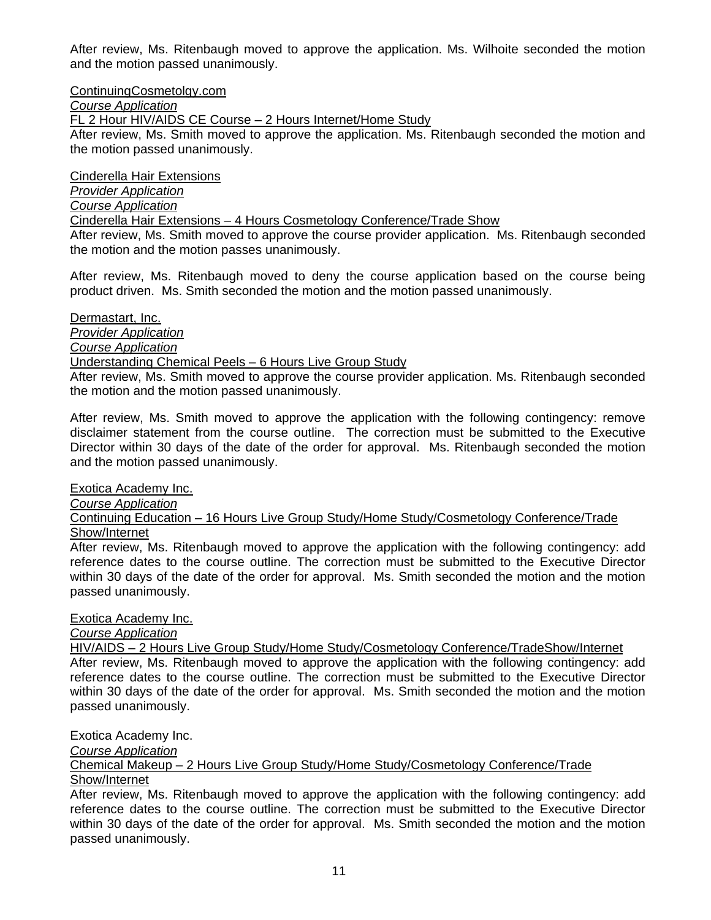After review, Ms. Ritenbaugh moved to approve the application. Ms. Wilhoite seconded the motion and the motion passed unanimously.

<u>ContinuingCosmetolgy.com</u>
*<u>Course Application</u>*
<u>FL 2 Hour HIV/AIDS CE Course – 2 Hours Internet/Home Study</u>
After review, Ms. Smith moved to approve the application. Ms. Ritenbaugh seconded the motion and the motion passed unanimously.

<u>Cinderella Hair Extensions</u>
*<u>Provider Application</u>*
*<u>Course Application</u>*
<u>Cinderella Hair Extensions – 4 Hours Cosmetology Conference/Trade Show</u>
After review, Ms. Smith moved to approve the course provider application. Ms. Ritenbaugh seconded the motion and the motion passes unanimously.

After review, Ms. Ritenbaugh moved to deny the course application based on the course being product driven. Ms. Smith seconded the motion and the motion passed unanimously.

<u>Dermastart, Inc.</u>
*<u>Provider Application</u>*
*<u>Course Application</u>*
<u>Understanding Chemical Peels – 6 Hours Live Group Study</u>
After review, Ms. Smith moved to approve the course provider application. Ms. Ritenbaugh seconded the motion and the motion passed unanimously.

After review, Ms. Smith moved to approve the application with the following contingency: remove disclaimer statement from the course outline. The correction must be submitted to the Executive Director within 30 days of the date of the order for approval. Ms. Ritenbaugh seconded the motion and the motion passed unanimously.

<u>Exotica Academy Inc.</u>
*<u>Course Application</u>*
<u>Continuing Education – 16 Hours Live Group Study/Home Study/Cosmetology Conference/Trade Show/Internet</u>
After review, Ms. Ritenbaugh moved to approve the application with the following contingency: add reference dates to the course outline. The correction must be submitted to the Executive Director within 30 days of the date of the order for approval. Ms. Smith seconded the motion and the motion passed unanimously.

<u>Exotica Academy Inc.</u>
*<u>Course Application</u>*
<u>HIV/AIDS – 2 Hours Live Group Study/Home Study/Cosmetology Conference/TradeShow/Internet</u>
After review, Ms. Ritenbaugh moved to approve the application with the following contingency: add reference dates to the course outline. The correction must be submitted to the Executive Director within 30 days of the date of the order for approval. Ms. Smith seconded the motion and the motion passed unanimously.

Exotica Academy Inc.
*<u>Course Application</u>*
<u>Chemical Makeup – 2 Hours Live Group Study/Home Study/Cosmetology Conference/Trade Show/Internet</u>
After review, Ms. Ritenbaugh moved to approve the application with the following contingency: add reference dates to the course outline. The correction must be submitted to the Executive Director within 30 days of the date of the order for approval. Ms. Smith seconded the motion and the motion passed unanimously.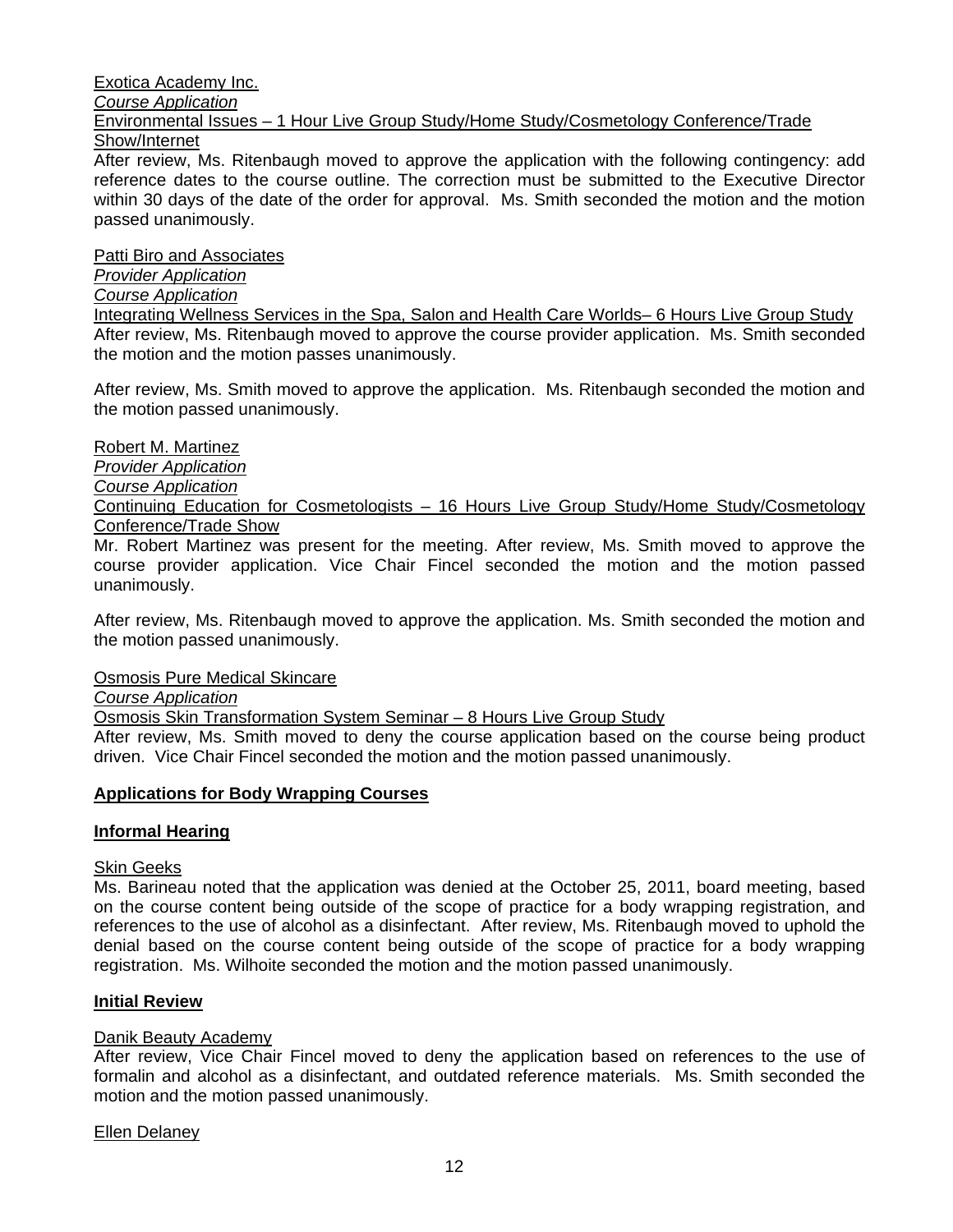Exotica Academy Inc.

*Course Application*

Environmental Issues – 1 Hour Live Group Study/Home Study/Cosmetology Conference/Trade Show/Internet

After review, Ms. Ritenbaugh moved to approve the application with the following contingency: add reference dates to the course outline. The correction must be submitted to the Executive Director within 30 days of the date of the order for approval. Ms. Smith seconded the motion and the motion passed unanimously.

Patti Biro and Associates

*Provider Application*

*Course Application*

Integrating Wellness Services in the Spa, Salon and Health Care Worlds– 6 Hours Live Group Study

After review, Ms. Ritenbaugh moved to approve the course provider application. Ms. Smith seconded the motion and the motion passes unanimously.

After review, Ms. Smith moved to approve the application. Ms. Ritenbaugh seconded the motion and the motion passed unanimously.

Robert M. Martinez

*Provider Application*

*Course Application*

Continuing Education for Cosmetologists – 16 Hours Live Group Study/Home Study/Cosmetology Conference/Trade Show

Mr. Robert Martinez was present for the meeting. After review, Ms. Smith moved to approve the course provider application. Vice Chair Fincel seconded the motion and the motion passed unanimously.

After review, Ms. Ritenbaugh moved to approve the application. Ms. Smith seconded the motion and the motion passed unanimously.

Osmosis Pure Medical Skincare

*Course Application*

Osmosis Skin Transformation System Seminar – 8 Hours Live Group Study

After review, Ms. Smith moved to deny the course application based on the course being product driven. Vice Chair Fincel seconded the motion and the motion passed unanimously.

**Applications for Body Wrapping Courses**

**Informal Hearing**

Skin Geeks

Ms. Barineau noted that the application was denied at the October 25, 2011, board meeting, based on the course content being outside of the scope of practice for a body wrapping registration, and references to the use of alcohol as a disinfectant. After review, Ms. Ritenbaugh moved to uphold the denial based on the course content being outside of the scope of practice for a body wrapping registration. Ms. Wilhoite seconded the motion and the motion passed unanimously.

**Initial Review**

Danik Beauty Academy

After review, Vice Chair Fincel moved to deny the application based on references to the use of formalin and alcohol as a disinfectant, and outdated reference materials. Ms. Smith seconded the motion and the motion passed unanimously.

Ellen Delaney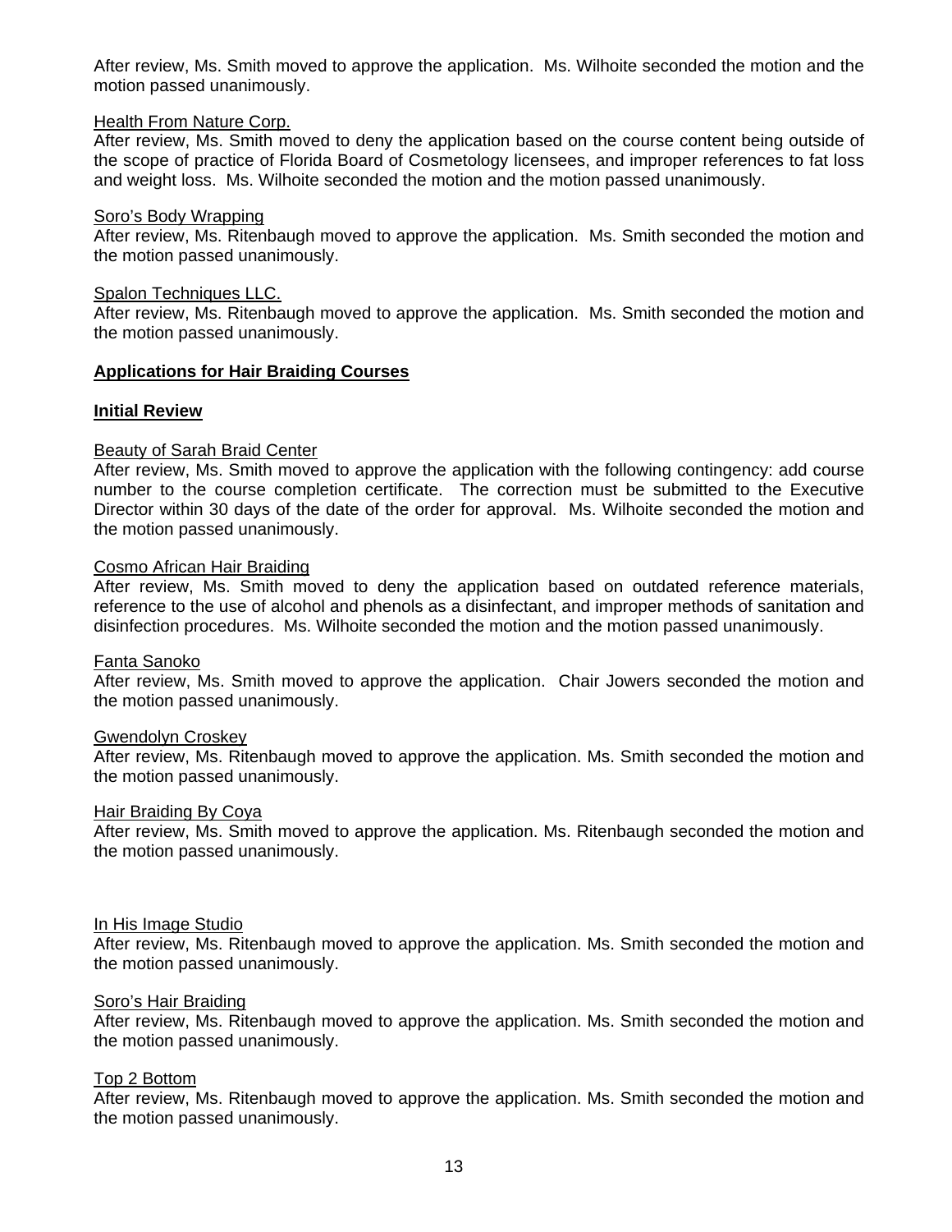After review, Ms. Smith moved to approve the application. Ms. Wilhoite seconded the motion and the motion passed unanimously.

Health From Nature Corp.
After review, Ms. Smith moved to deny the application based on the course content being outside of the scope of practice of Florida Board of Cosmetology licensees, and improper references to fat loss and weight loss. Ms. Wilhoite seconded the motion and the motion passed unanimously.

Soro's Body Wrapping
After review, Ms. Ritenbaugh moved to approve the application. Ms. Smith seconded the motion and the motion passed unanimously.

Spalon Techniques LLC.
After review, Ms. Ritenbaugh moved to approve the application. Ms. Smith seconded the motion and the motion passed unanimously.

**Applications for Hair Braiding Courses**

**Initial Review**

Beauty of Sarah Braid Center
After review, Ms. Smith moved to approve the application with the following contingency: add course number to the course completion certificate. The correction must be submitted to the Executive Director within 30 days of the date of the order for approval. Ms. Wilhoite seconded the motion and the motion passed unanimously.

Cosmo African Hair Braiding
After review, Ms. Smith moved to deny the application based on outdated reference materials, reference to the use of alcohol and phenols as a disinfectant, and improper methods of sanitation and disinfection procedures. Ms. Wilhoite seconded the motion and the motion passed unanimously.

Fanta Sanoko
After review, Ms. Smith moved to approve the application. Chair Jowers seconded the motion and the motion passed unanimously.

Gwendolyn Croskey
After review, Ms. Ritenbaugh moved to approve the application. Ms. Smith seconded the motion and the motion passed unanimously.

Hair Braiding By Coya
After review, Ms. Smith moved to approve the application. Ms. Ritenbaugh seconded the motion and the motion passed unanimously.

In His Image Studio
After review, Ms. Ritenbaugh moved to approve the application. Ms. Smith seconded the motion and the motion passed unanimously.

Soro's Hair Braiding
After review, Ms. Ritenbaugh moved to approve the application. Ms. Smith seconded the motion and the motion passed unanimously.

Top 2 Bottom
After review, Ms. Ritenbaugh moved to approve the application. Ms. Smith seconded the motion and the motion passed unanimously.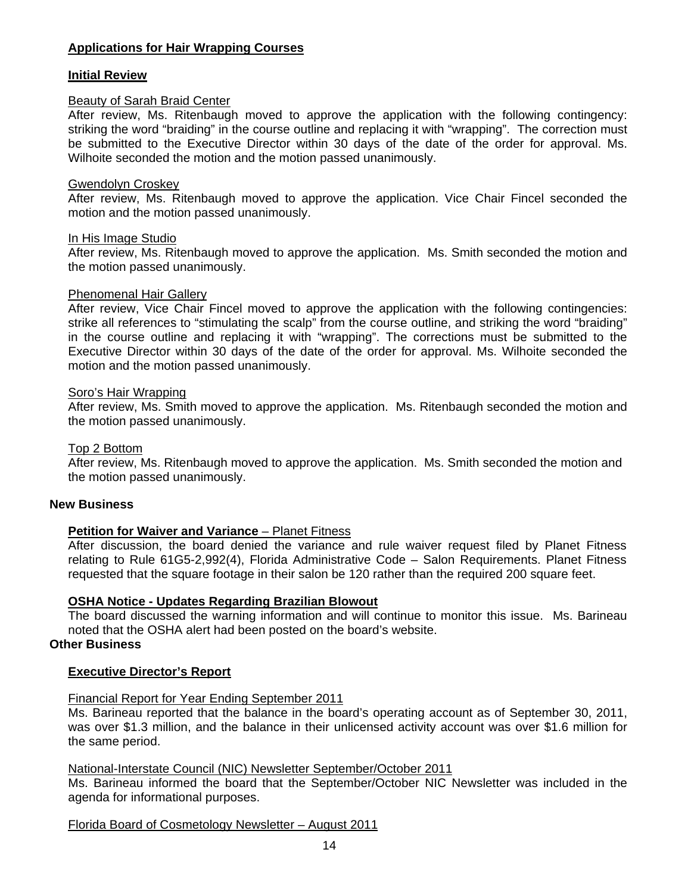**Applications for Hair Wrapping Courses**

**Initial Review**

Beauty of Sarah Braid Center
After review, Ms. Ritenbaugh moved to approve the application with the following contingency: striking the word "braiding" in the course outline and replacing it with "wrapping". The correction must be submitted to the Executive Director within 30 days of the date of the order for approval. Ms. Wilhoite seconded the motion and the motion passed unanimously.

Gwendolyn Croskey
After review, Ms. Ritenbaugh moved to approve the application. Vice Chair Fincel seconded the motion and the motion passed unanimously.

In His Image Studio
After review, Ms. Ritenbaugh moved to approve the application. Ms. Smith seconded the motion and the motion passed unanimously.

Phenomenal Hair Gallery
After review, Vice Chair Fincel moved to approve the application with the following contingencies: strike all references to "stimulating the scalp" from the course outline, and striking the word "braiding" in the course outline and replacing it with "wrapping". The corrections must be submitted to the Executive Director within 30 days of the date of the order for approval. Ms. Wilhoite seconded the motion and the motion passed unanimously.

Soro's Hair Wrapping
After review, Ms. Smith moved to approve the application. Ms. Ritenbaugh seconded the motion and the motion passed unanimously.

Top 2 Bottom
After review, Ms. Ritenbaugh moved to approve the application. Ms. Smith seconded the motion and the motion passed unanimously.

**New Business**

**Petition for Waiver and Variance** – Planet Fitness
After discussion, the board denied the variance and rule waiver request filed by Planet Fitness relating to Rule 61G5-2,992(4), Florida Administrative Code – Salon Requirements. Planet Fitness requested that the square footage in their salon be 120 rather than the required 200 square feet.

**OSHA Notice - Updates Regarding Brazilian Blowout**
The board discussed the warning information and will continue to monitor this issue. Ms. Barineau noted that the OSHA alert had been posted on the board's website.

**Other Business**

**Executive Director's Report**

Financial Report for Year Ending September 2011
Ms. Barineau reported that the balance in the board's operating account as of September 30, 2011, was over $1.3 million, and the balance in their unlicensed activity account was over $1.6 million for the same period.

National-Interstate Council (NIC) Newsletter September/October 2011
Ms. Barineau informed the board that the September/October NIC Newsletter was included in the agenda for informational purposes.

Florida Board of Cosmetology Newsletter – August 2011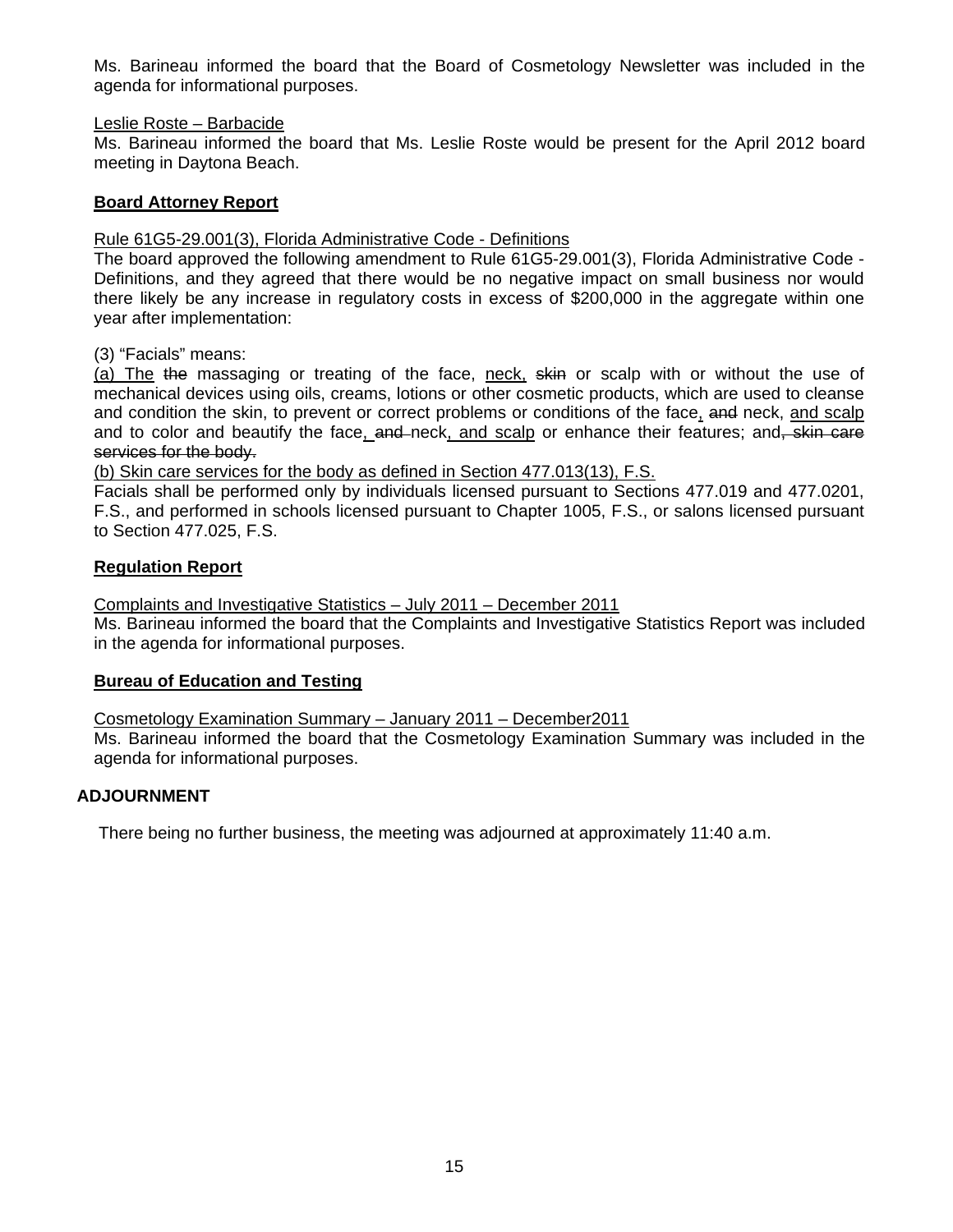Ms. Barineau informed the board that the Board of Cosmetology Newsletter was included in the agenda for informational purposes.

Leslie Roste – Barbacide

Ms. Barineau informed the board that Ms. Leslie Roste would be present for the April 2012 board meeting in Daytona Beach.

**Board Attorney Report**

Rule 61G5-29.001(3), Florida Administrative Code - Definitions

The board approved the following amendment to Rule 61G5-29.001(3), Florida Administrative Code - Definitions, and they agreed that there would be no negative impact on small business nor would there likely be any increase in regulatory costs in excess of $200,000 in the aggregate within one year after implementation:

(3) "Facials" means:

<u>(a) The</u> ~~the~~ massaging or treating of the face, <u>neck,</u> ~~skin~~ or scalp with or without the use of mechanical devices using oils, creams, lotions or other cosmetic products, which are used to cleanse and condition the skin, to prevent or correct problems or conditions of the face<u>,</u> ~~and~~ neck, <u>and scalp</u> and to color and beautify the face<u>,</u> ~~and~~ neck<u>, and scalp</u> or enhance their features; and~~, skin care services for the body.~~

<u>(b) Skin care services for the body as defined in Section 477.013(13), F.S.</u>

Facials shall be performed only by individuals licensed pursuant to Sections 477.019 and 477.0201, F.S., and performed in schools licensed pursuant to Chapter 1005, F.S., or salons licensed pursuant to Section 477.025, F.S.

**Regulation Report**

Complaints and Investigative Statistics – July 2011 – December 2011

Ms. Barineau informed the board that the Complaints and Investigative Statistics Report was included in the agenda for informational purposes.

**Bureau of Education and Testing**

Cosmetology Examination Summary – January 2011 – December2011

Ms. Barineau informed the board that the Cosmetology Examination Summary was included in the agenda for informational purposes.

**ADJOURNMENT**

There being no further business, the meeting was adjourned at approximately 11:40 a.m.